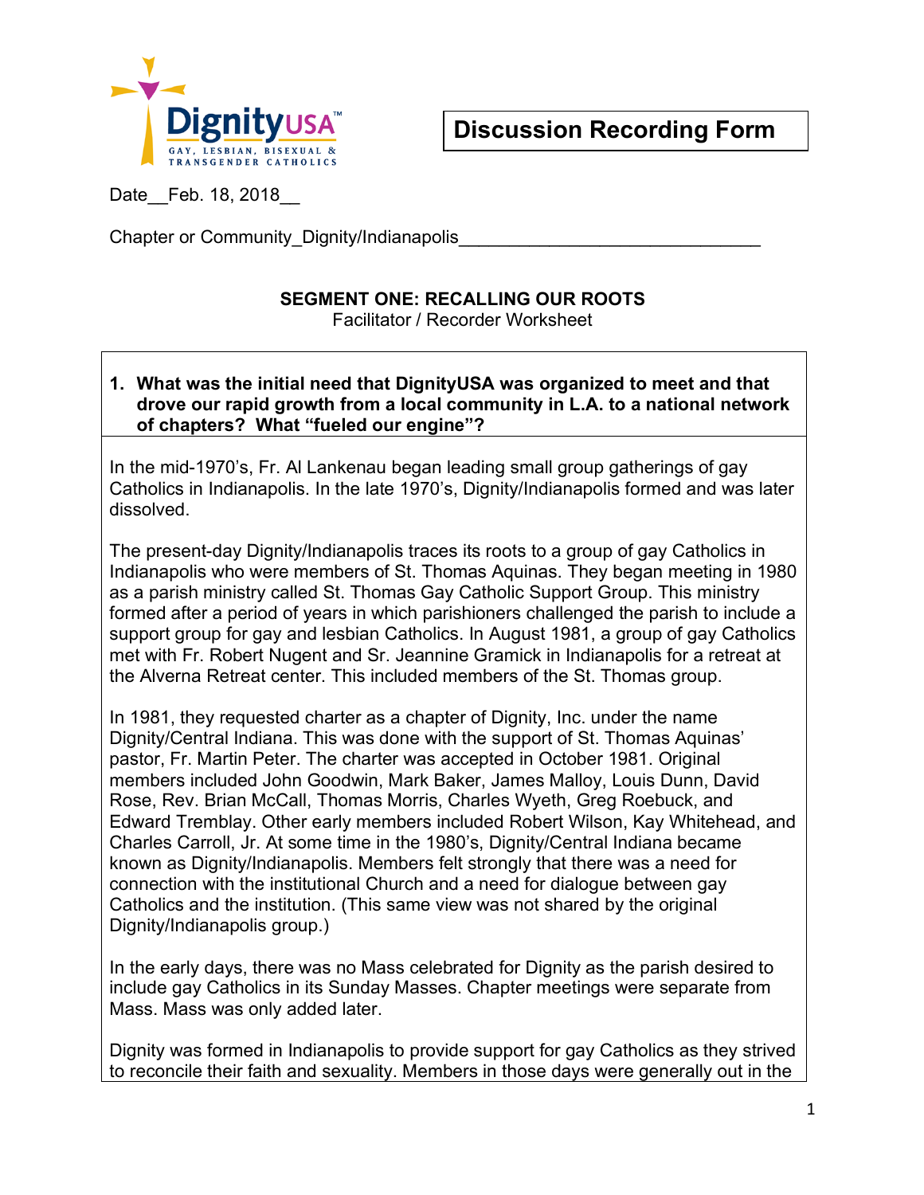DignityUSA™

GAY, LESBIAN, BISEXUAL & TRANSGENDER CATHOLICS

**Discussion Recording Form**

Date__Feb. 18, 2018__

Chapter or Community_Dignity/Indianapolis______________________________

### SEGMENT ONE: RECALLING OUR ROOTS

Facilitator / Recorder Worksheet

**1. What was the initial need that DignityUSA was organized to meet and that drove our rapid growth from a local community in L.A. to a national network of chapters? What "fueled our engine"?**

In the mid-1970's, Fr. Al Lankenau began leading small group gatherings of gay Catholics in Indianapolis. In the late 1970's, Dignity/Indianapolis formed and was later dissolved.

The present-day Dignity/Indianapolis traces its roots to a group of gay Catholics in Indianapolis who were members of St. Thomas Aquinas. They began meeting in 1980 as a parish ministry called St. Thomas Gay Catholic Support Group. This ministry formed after a period of years in which parishioners challenged the parish to include a support group for gay and lesbian Catholics. In August 1981, a group of gay Catholics met with Fr. Robert Nugent and Sr. Jeannine Gramick in Indianapolis for a retreat at the Alverna Retreat center. This included members of the St. Thomas group.

In 1981, they requested charter as a chapter of Dignity, Inc. under the name Dignity/Central Indiana. This was done with the support of St. Thomas Aquinas' pastor, Fr. Martin Peter. The charter was accepted in October 1981. Original members included John Goodwin, Mark Baker, James Malloy, Louis Dunn, David Rose, Rev. Brian McCall, Thomas Morris, Charles Wyeth, Greg Roebuck, and Edward Tremblay. Other early members included Robert Wilson, Kay Whitehead, and Charles Carroll, Jr. At some time in the 1980's, Dignity/Central Indiana became known as Dignity/Indianapolis. Members felt strongly that there was a need for connection with the institutional Church and a need for dialogue between gay Catholics and the institution. (This same view was not shared by the original Dignity/Indianapolis group.)

In the early days, there was no Mass celebrated for Dignity as the parish desired to include gay Catholics in its Sunday Masses. Chapter meetings were separate from Mass. Mass was only added later.

Dignity was formed in Indianapolis to provide support for gay Catholics as they strived to reconcile their faith and sexuality. Members in those days were generally out in the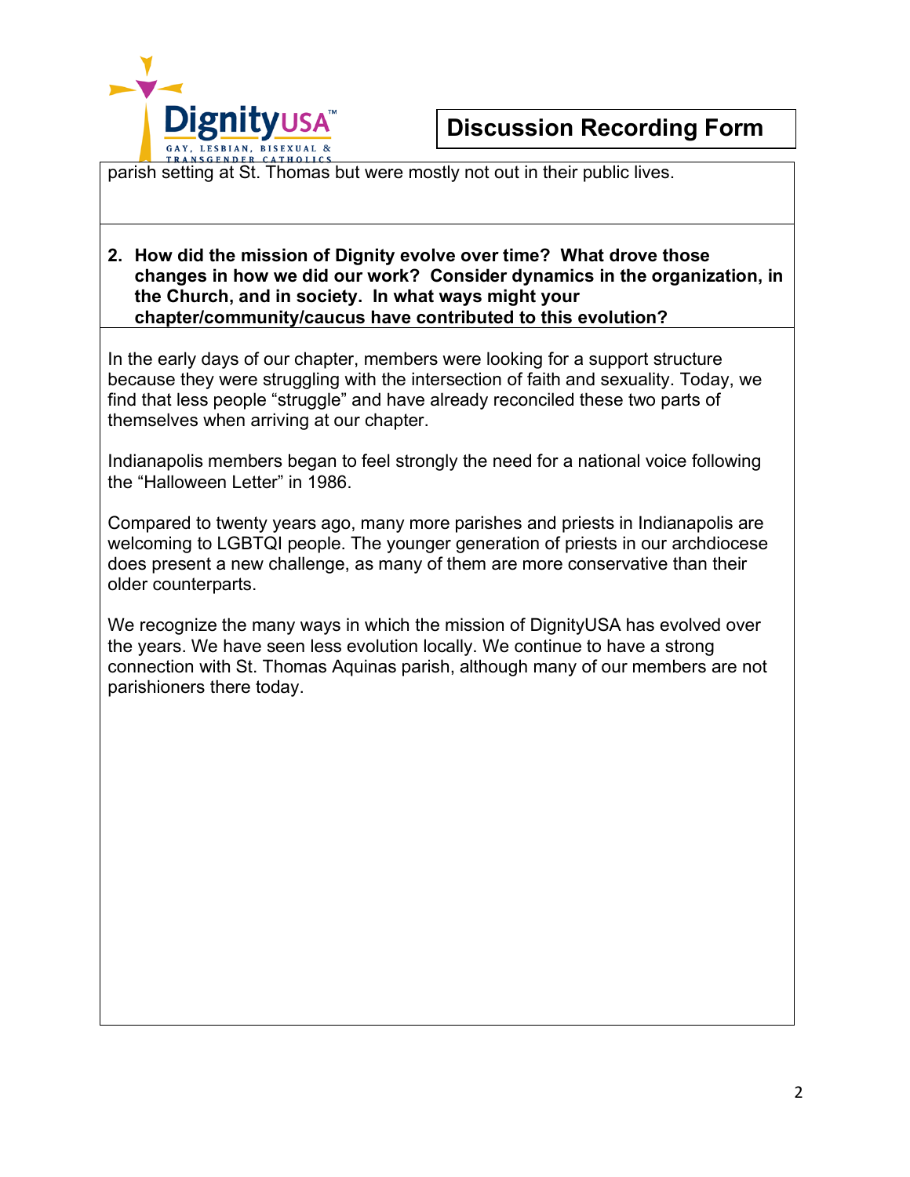parish setting at St. Thomas but were mostly not out in their public lives.

**2. How did the mission of Dignity evolve over time? What drove those changes in how we did our work? Consider dynamics in the organization, in the Church, and in society. In what ways might your chapter/community/caucus have contributed to this evolution?**

In the early days of our chapter, members were looking for a support structure because they were struggling with the intersection of faith and sexuality. Today, we find that less people "struggle" and have already reconciled these two parts of themselves when arriving at our chapter.

Indianapolis members began to feel strongly the need for a national voice following the "Halloween Letter" in 1986.

Compared to twenty years ago, many more parishes and priests in Indianapolis are welcoming to LGBTQI people. The younger generation of priests in our archdiocese does present a new challenge, as many of them are more conservative than their older counterparts.

We recognize the many ways in which the mission of DignityUSA has evolved over the years. We have seen less evolution locally. We continue to have a strong connection with St. Thomas Aquinas parish, although many of our members are not parishioners there today.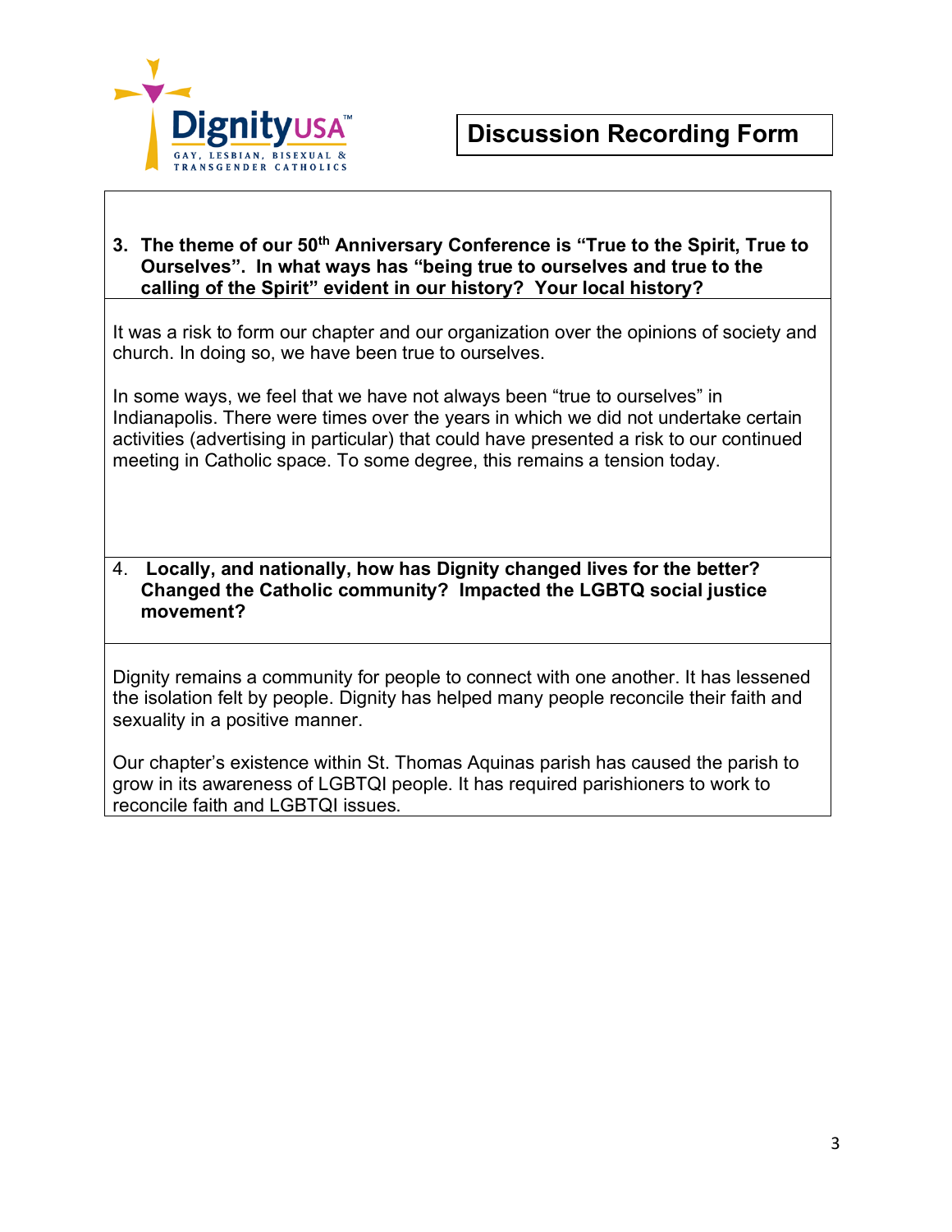DignityUSA

GAY, LESBIAN, BISEXUAL & TRANSGENDER CATHOLICS

# Discussion Recording Form

**3. The theme of our 50th Anniversary Conference is "True to the Spirit, True to Ourselves". In what ways has "being true to ourselves and true to the calling of the Spirit" evident in our history? Your local history?**

It was a risk to form our chapter and our organization over the opinions of society and church. In doing so, we have been true to ourselves.

In some ways, we feel that we have not always been "true to ourselves" in Indianapolis. There were times over the years in which we did not undertake certain activities (advertising in particular) that could have presented a risk to our continued meeting in Catholic space. To some degree, this remains a tension today.

4. **Locally, and nationally, how has Dignity changed lives for the better? Changed the Catholic community? Impacted the LGBTQ social justice movement?**

Dignity remains a community for people to connect with one another. It has lessened the isolation felt by people. Dignity has helped many people reconcile their faith and sexuality in a positive manner.

Our chapter's existence within St. Thomas Aquinas parish has caused the parish to grow in its awareness of LGBTQI people. It has required parishioners to work to reconcile faith and LGBTQI issues.